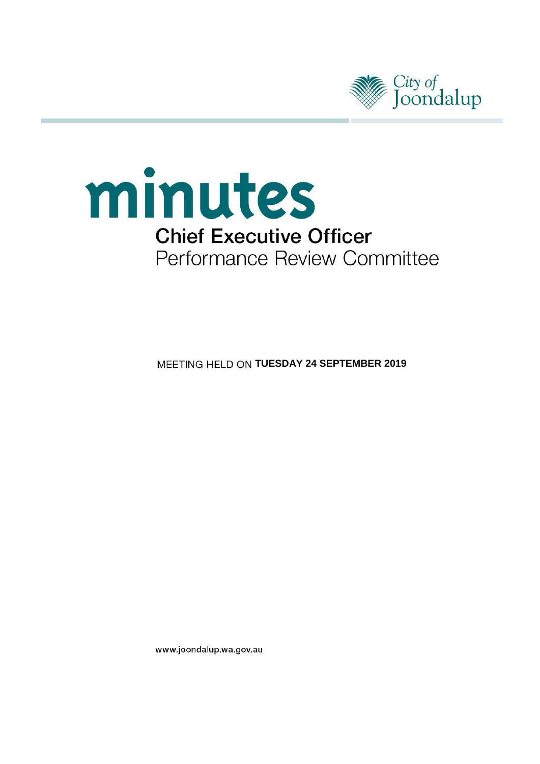City of Joondalup

# minutes

## Chief Executive Officer

Performance Review Committee

MEETING HELD ON **TUESDAY 24 SEPTEMBER 2019**

www.joondalup.wa.gov.au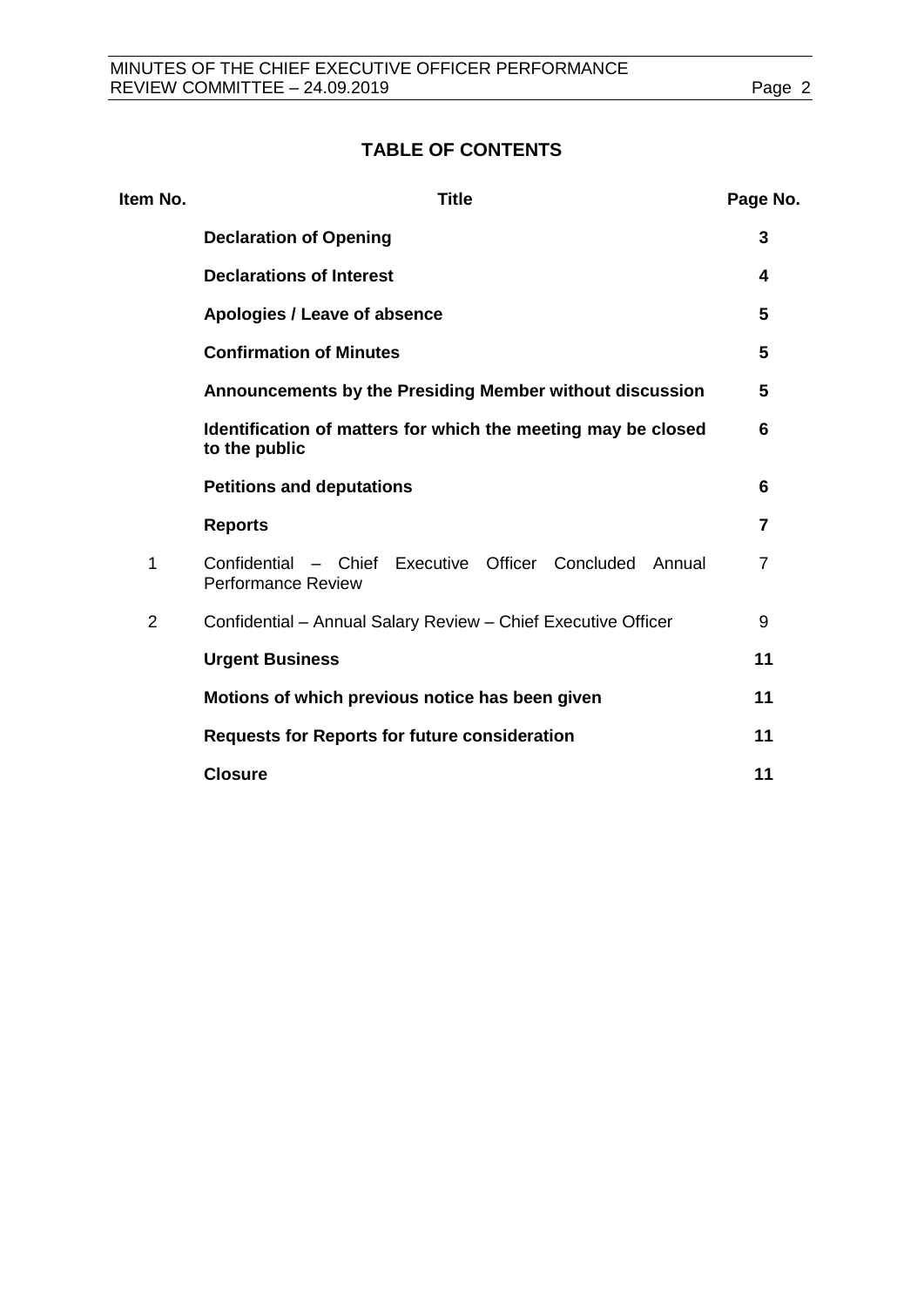# TABLE OF CONTENTS

| Item No. | Title | Page No. |
|---|---|---|
| | **Declaration of Opening** | **3** |
| | **Declarations of Interest** | **4** |
| | **Apologies / Leave of absence** | **5** |
| | **Confirmation of Minutes** | **5** |
| | **Announcements by the Presiding Member without discussion** | **5** |
| | **Identification of matters for which the meeting may be closed to the public** | **6** |
| | **Petitions and deputations** | **6** |
| | **Reports** | **7** |
| 1 | Confidential – Chief Executive Officer Concluded Annual Performance Review | 7 |
| 2 | Confidential – Annual Salary Review – Chief Executive Officer | 9 |
| | **Urgent Business** | **11** |
| | **Motions of which previous notice has been given** | **11** |
| | **Requests for Reports for future consideration** | **11** |
| | **Closure** | **11** |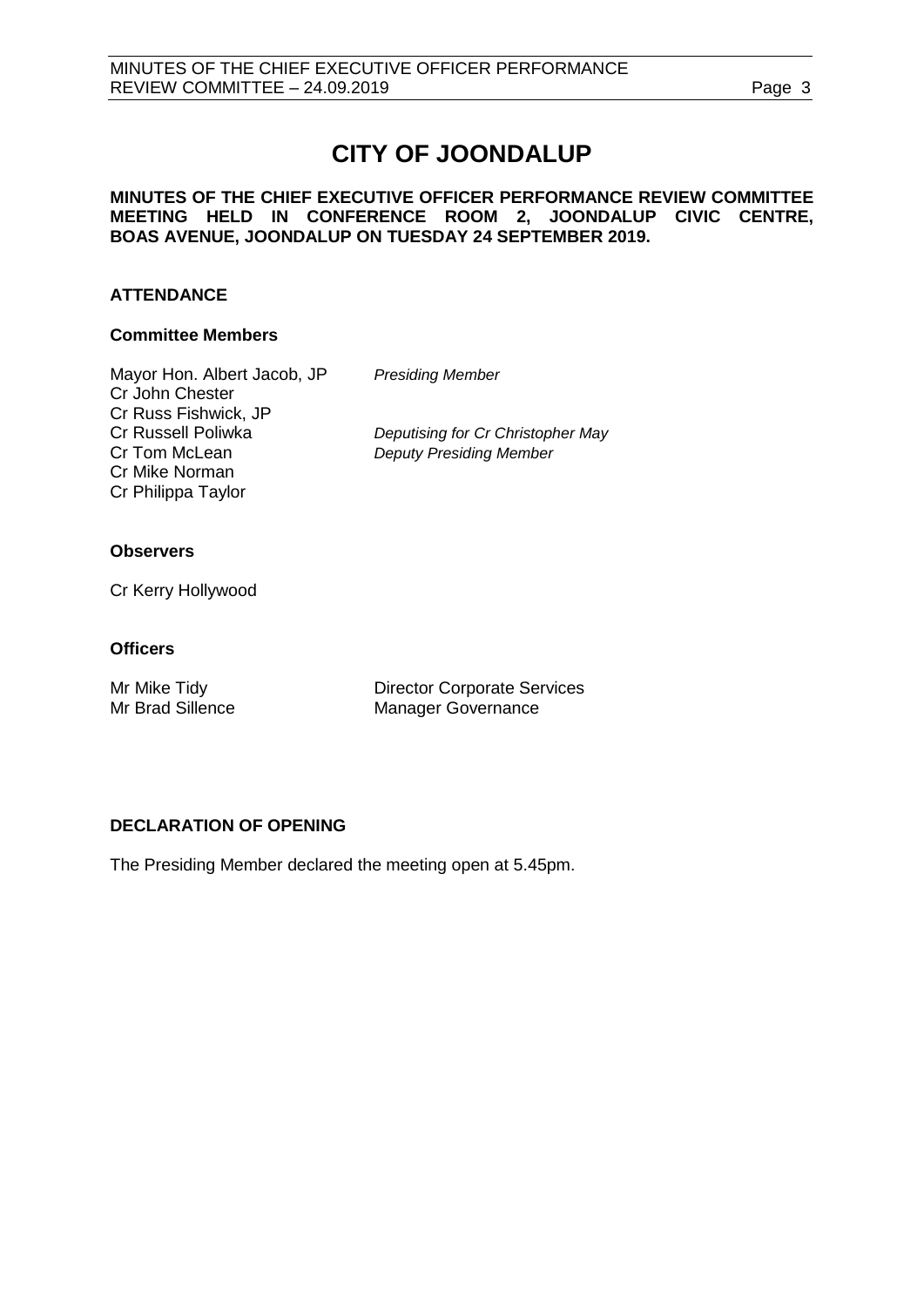# CITY OF JOONDALUP

**MINUTES OF THE CHIEF EXECUTIVE OFFICER PERFORMANCE REVIEW COMMITTEE MEETING HELD IN CONFERENCE ROOM 2, JOONDALUP CIVIC CENTRE, BOAS AVENUE, JOONDALUP ON TUESDAY 24 SEPTEMBER 2019.**

## ATTENDANCE

### Committee Members

| | |
|---|---|
| Mayor Hon. Albert Jacob, JP | *Presiding Member* |
| Cr John Chester | |
| Cr Russ Fishwick, JP | |
| Cr Russell Poliwka | *Deputising for Cr Christopher May* |
| Cr Tom McLean | *Deputy Presiding Member* |
| Cr Mike Norman | |
| Cr Philippa Taylor | |

### Observers

Cr Kerry Hollywood

### Officers

| | |
|---|---|
| Mr Mike Tidy | Director Corporate Services |
| Mr Brad Sillence | Manager Governance |

## DECLARATION OF OPENING

The Presiding Member declared the meeting open at 5.45pm.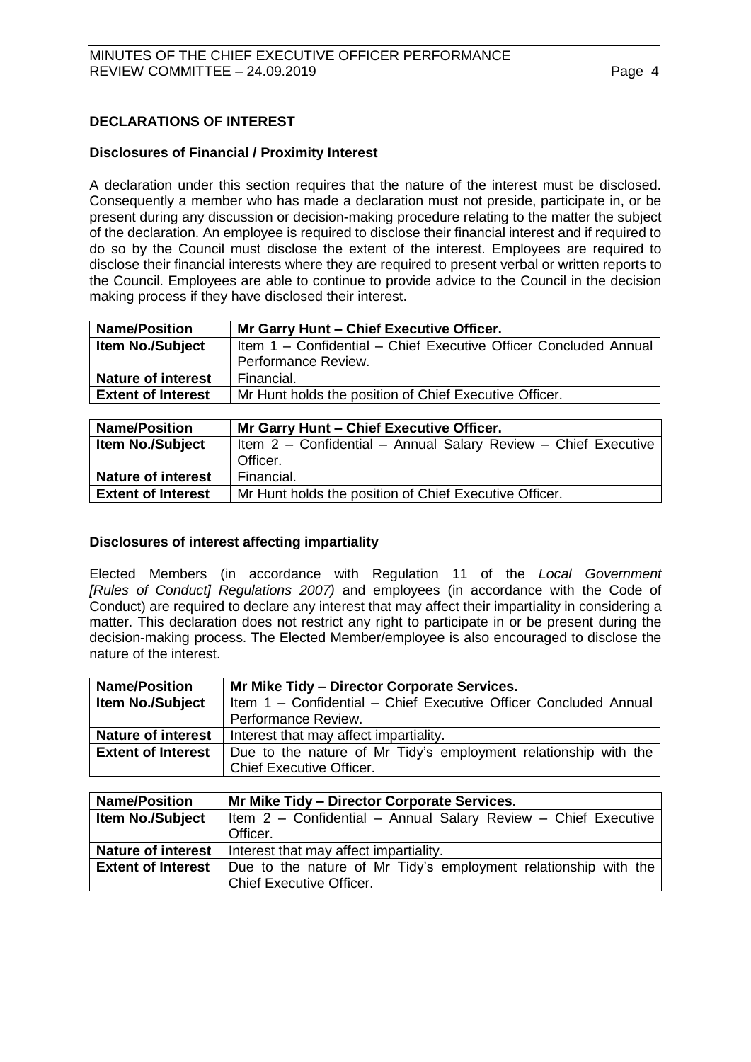## DECLARATIONS OF INTEREST

### Disclosures of Financial / Proximity Interest

A declaration under this section requires that the nature of the interest must be disclosed. Consequently a member who has made a declaration must not preside, participate in, or be present during any discussion or decision-making procedure relating to the matter the subject of the declaration. An employee is required to disclose their financial interest and if required to do so by the Council must disclose the extent of the interest. Employees are required to disclose their financial interests where they are required to present verbal or written reports to the Council. Employees are able to continue to provide advice to the Council in the decision making process if they have disclosed their interest.

| **Name/Position** | **Mr Garry Hunt – Chief Executive Officer.** |
|---|---|
| **Item No./Subject** | Item 1 – Confidential – Chief Executive Officer Concluded Annual Performance Review. |
| **Nature of interest** | Financial. |
| **Extent of Interest** | Mr Hunt holds the position of Chief Executive Officer. |

| **Name/Position** | **Mr Garry Hunt – Chief Executive Officer.** |
|---|---|
| **Item No./Subject** | Item 2 – Confidential – Annual Salary Review – Chief Executive Officer. |
| **Nature of interest** | Financial. |
| **Extent of Interest** | Mr Hunt holds the position of Chief Executive Officer. |

### Disclosures of interest affecting impartiality

Elected Members (in accordance with Regulation 11 of the *Local Government [Rules of Conduct] Regulations 2007)* and employees (in accordance with the Code of Conduct) are required to declare any interest that may affect their impartiality in considering a matter. This declaration does not restrict any right to participate in or be present during the decision-making process. The Elected Member/employee is also encouraged to disclose the nature of the interest.

| **Name/Position** | **Mr Mike Tidy – Director Corporate Services.** |
|---|---|
| **Item No./Subject** | Item 1 – Confidential – Chief Executive Officer Concluded Annual Performance Review. |
| **Nature of interest** | Interest that may affect impartiality. |
| **Extent of Interest** | Due to the nature of Mr Tidy's employment relationship with the Chief Executive Officer. |

| **Name/Position** | **Mr Mike Tidy – Director Corporate Services.** |
|---|---|
| **Item No./Subject** | Item 2 – Confidential – Annual Salary Review – Chief Executive Officer. |
| **Nature of interest** | Interest that may affect impartiality. |
| **Extent of Interest** | Due to the nature of Mr Tidy's employment relationship with the Chief Executive Officer. |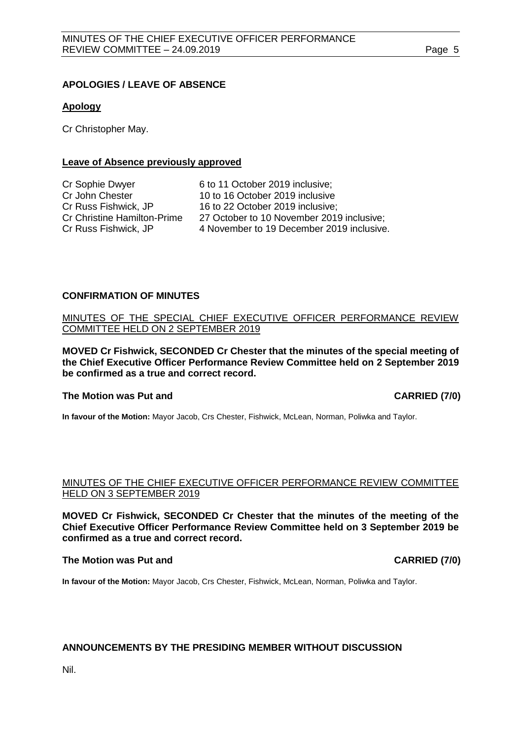## APOLOGIES / LEAVE OF ABSENCE

**Apology**

Cr Christopher May.

**Leave of Absence previously approved**

| | |
|---|---|
| Cr Sophie Dwyer | 6 to 11 October 2019 inclusive; |
| Cr John Chester | 10 to 16 October 2019 inclusive |
| Cr Russ Fishwick, JP | 16 to 22 October 2019 inclusive; |
| Cr Christine Hamilton-Prime | 27 October to 10 November 2019 inclusive; |
| Cr Russ Fishwick, JP | 4 November to 19 December 2019 inclusive. |

## CONFIRMATION OF MINUTES

MINUTES OF THE SPECIAL CHIEF EXECUTIVE OFFICER PERFORMANCE REVIEW COMMITTEE HELD ON 2 SEPTEMBER 2019

**MOVED Cr Fishwick, SECONDED Cr Chester that the minutes of the special meeting of the Chief Executive Officer Performance Review Committee held on 2 September 2019 be confirmed as a true and correct record.**

**The Motion was Put and CARRIED (7/0)**

**In favour of the Motion:** Mayor Jacob, Crs Chester, Fishwick, McLean, Norman, Poliwka and Taylor.

MINUTES OF THE CHIEF EXECUTIVE OFFICER PERFORMANCE REVIEW COMMITTEE HELD ON 3 SEPTEMBER 2019

**MOVED Cr Fishwick, SECONDED Cr Chester that the minutes of the meeting of the Chief Executive Officer Performance Review Committee held on 3 September 2019 be confirmed as a true and correct record.**

**The Motion was Put and CARRIED (7/0)**

**In favour of the Motion:** Mayor Jacob, Crs Chester, Fishwick, McLean, Norman, Poliwka and Taylor.

## ANNOUNCEMENTS BY THE PRESIDING MEMBER WITHOUT DISCUSSION

Nil.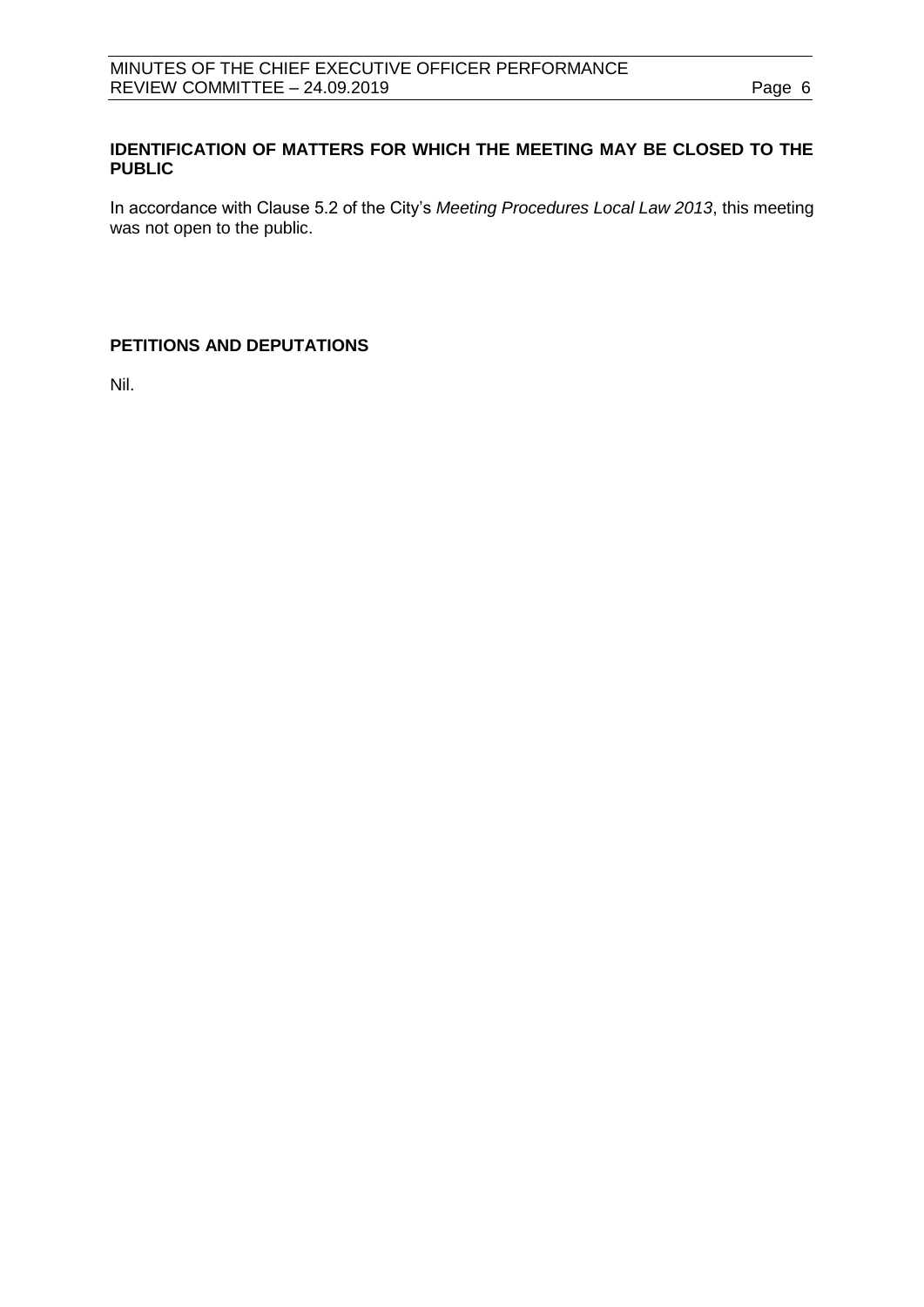## IDENTIFICATION OF MATTERS FOR WHICH THE MEETING MAY BE CLOSED TO THE PUBLIC

In accordance with Clause 5.2 of the City's *Meeting Procedures Local Law 2013*, this meeting was not open to the public.

## PETITIONS AND DEPUTATIONS

Nil.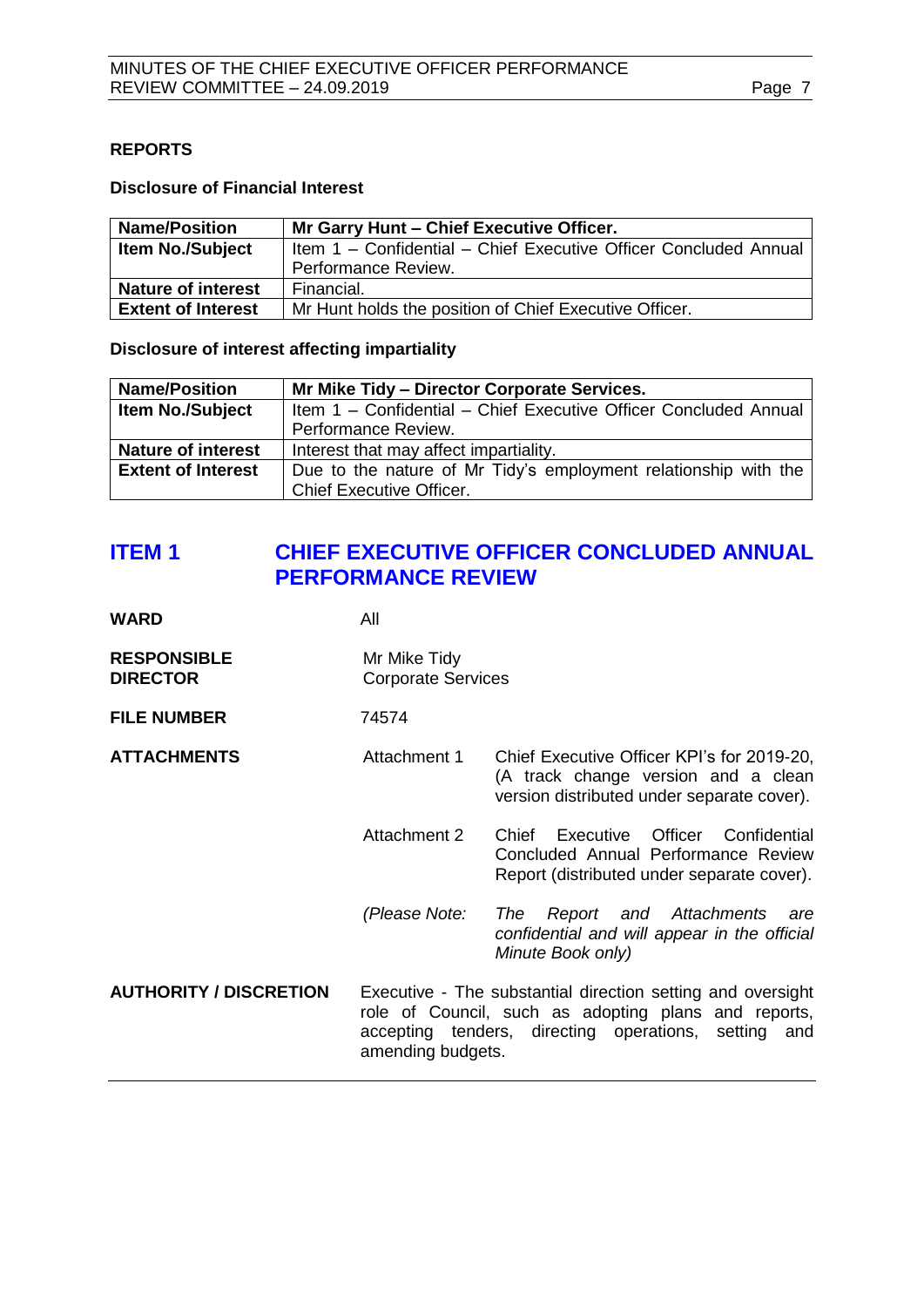## REPORTS

### Disclosure of Financial Interest

| Name/Position | Mr Garry Hunt – Chief Executive Officer. |
|---|---|
| Item No./Subject | Item 1 – Confidential – Chief Executive Officer Concluded Annual Performance Review. |
| Nature of interest | Financial. |
| Extent of Interest | Mr Hunt holds the position of Chief Executive Officer. |

### Disclosure of interest affecting impartiality

| Name/Position | Mr Mike Tidy – Director Corporate Services. |
|---|---|
| Item No./Subject | Item 1 – Confidential – Chief Executive Officer Concluded Annual Performance Review. |
| Nature of interest | Interest that may affect impartiality. |
| Extent of Interest | Due to the nature of Mr Tidy's employment relationship with the Chief Executive Officer. |

## ITEM 1 CHIEF EXECUTIVE OFFICER CONCLUDED ANNUAL PERFORMANCE REVIEW

**WARD** All

**RESPONSIBLE DIRECTOR** Mr Mike Tidy
Corporate Services

**FILE NUMBER** 74574

**ATTACHMENTS**

Attachment 1 Chief Executive Officer KPI's for 2019-20, (A track change version and a clean version distributed under separate cover).

Attachment 2 Chief Executive Officer Confidential Concluded Annual Performance Review Report (distributed under separate cover).

*(Please Note: The Report and Attachments are confidential and will appear in the official Minute Book only)*

**AUTHORITY / DISCRETION** Executive - The substantial direction setting and oversight role of Council, such as adopting plans and reports, accepting tenders, directing operations, setting and amending budgets.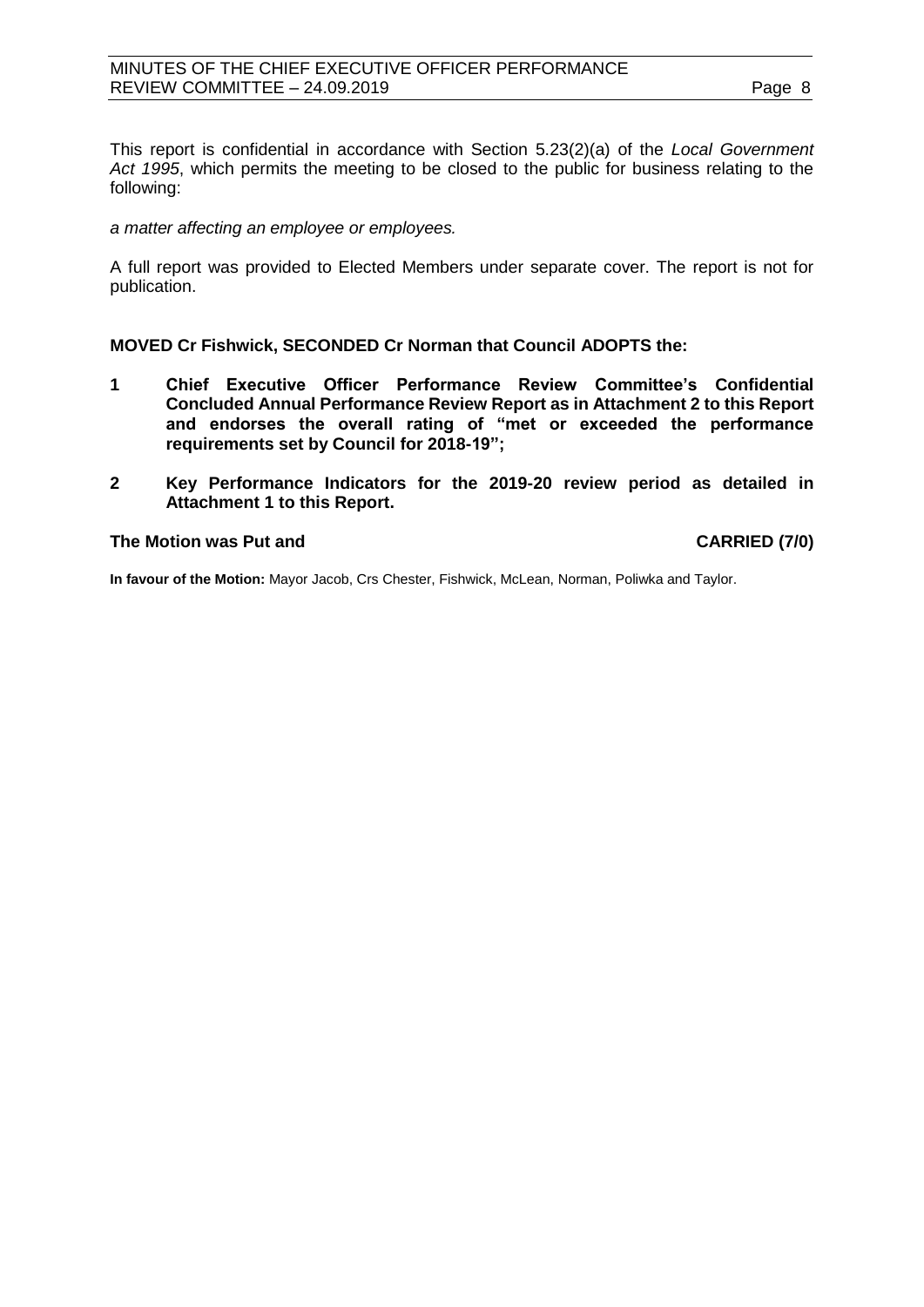This report is confidential in accordance with Section 5.23(2)(a) of the *Local Government Act 1995*, which permits the meeting to be closed to the public for business relating to the following:

*a matter affecting an employee or employees.*

A full report was provided to Elected Members under separate cover. The report is not for publication.

**MOVED Cr Fishwick, SECONDED Cr Norman that Council ADOPTS the:**

**1 Chief Executive Officer Performance Review Committee's Confidential Concluded Annual Performance Review Report as in Attachment 2 to this Report and endorses the overall rating of "met or exceeded the performance requirements set by Council for 2018-19";**

**2 Key Performance Indicators for the 2019-20 review period as detailed in Attachment 1 to this Report.**

**The Motion was Put and CARRIED (7/0)**

**In favour of the Motion:** Mayor Jacob, Crs Chester, Fishwick, McLean, Norman, Poliwka and Taylor.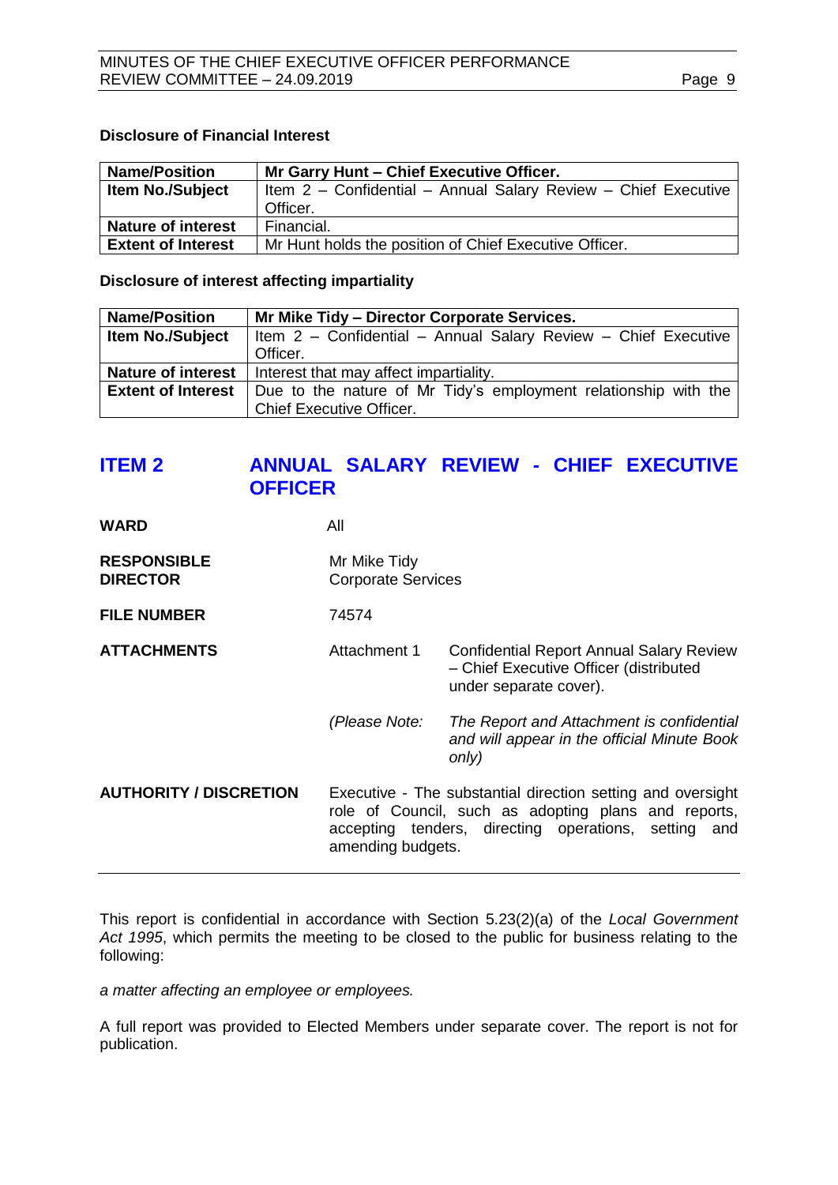**Disclosure of Financial Interest**

| Name/Position | Mr Garry Hunt – Chief Executive Officer. |
|---|---|
| **Item No./Subject** | Item 2 – Confidential – Annual Salary Review – Chief Executive Officer. |
| **Nature of interest** | Financial. |
| **Extent of Interest** | Mr Hunt holds the position of Chief Executive Officer. |

**Disclosure of interest affecting impartiality**

| Name/Position | Mr Mike Tidy – Director Corporate Services. |
|---|---|
| **Item No./Subject** | Item 2 – Confidential – Annual Salary Review – Chief Executive Officer. |
| **Nature of interest** | Interest that may affect impartiality. |
| **Extent of Interest** | Due to the nature of Mr Tidy's employment relationship with the Chief Executive Officer. |

## ITEM 2 ANNUAL SALARY REVIEW - CHIEF EXECUTIVE OFFICER

**WARD** All

**RESPONSIBLE DIRECTOR** Mr Mike Tidy
Corporate Services

**FILE NUMBER** 74574

**ATTACHMENTS** Attachment 1 Confidential Report Annual Salary Review – Chief Executive Officer (distributed under separate cover).

*(Please Note: The Report and Attachment is confidential and will appear in the official Minute Book only)*

**AUTHORITY / DISCRETION** Executive - The substantial direction setting and oversight role of Council, such as adopting plans and reports, accepting tenders, directing operations, setting and amending budgets.

---

This report is confidential in accordance with Section 5.23(2)(a) of the *Local Government Act 1995*, which permits the meeting to be closed to the public for business relating to the following:

*a matter affecting an employee or employees.*

A full report was provided to Elected Members under separate cover. The report is not for publication.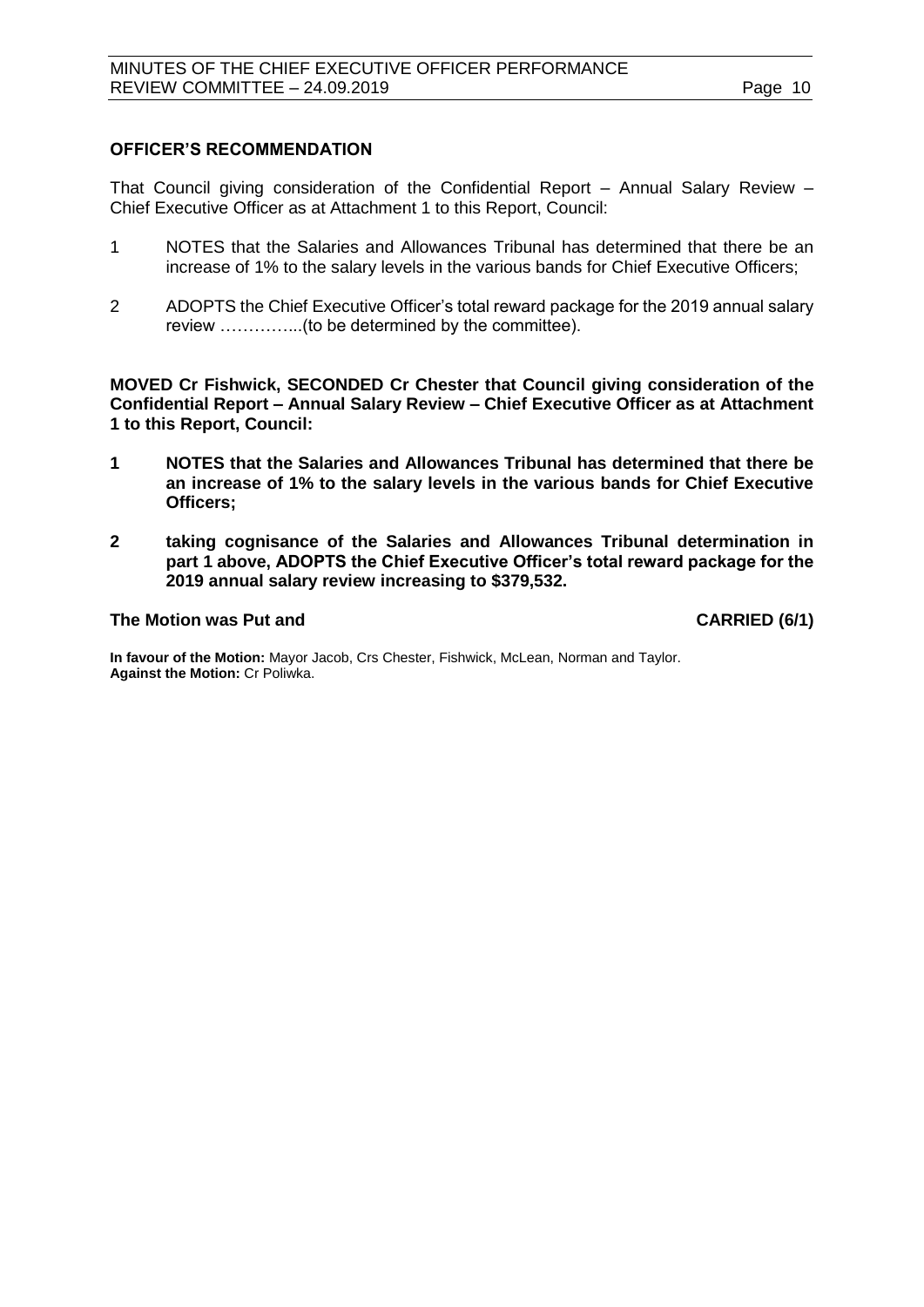**OFFICER'S RECOMMENDATION**

That Council giving consideration of the Confidential Report – Annual Salary Review – Chief Executive Officer as at Attachment 1 to this Report, Council:

1 NOTES that the Salaries and Allowances Tribunal has determined that there be an increase of 1% to the salary levels in the various bands for Chief Executive Officers;

2 ADOPTS the Chief Executive Officer's total reward package for the 2019 annual salary review …………...(to be determined by the committee).

**MOVED Cr Fishwick, SECONDED Cr Chester that Council giving consideration of the Confidential Report – Annual Salary Review – Chief Executive Officer as at Attachment 1 to this Report, Council:**

**1 NOTES that the Salaries and Allowances Tribunal has determined that there be an increase of 1% to the salary levels in the various bands for Chief Executive Officers;**

**2 taking cognisance of the Salaries and Allowances Tribunal determination in part 1 above, ADOPTS the Chief Executive Officer's total reward package for the 2019 annual salary review increasing to $379,532.**

**The Motion was Put and CARRIED (6/1)**

**In favour of the Motion:** Mayor Jacob, Crs Chester, Fishwick, McLean, Norman and Taylor.
**Against the Motion:** Cr Poliwka.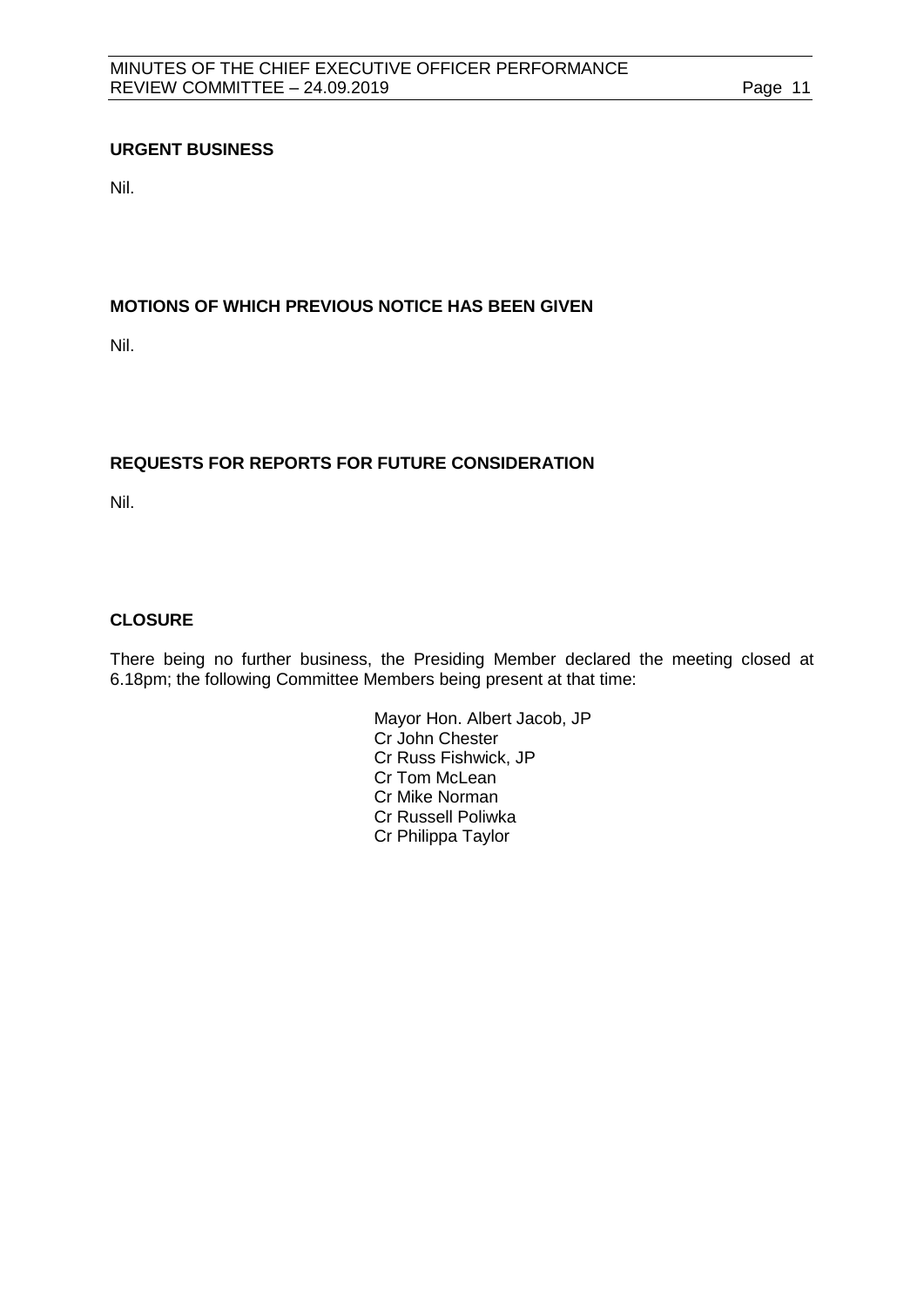**URGENT BUSINESS**

Nil.

**MOTIONS OF WHICH PREVIOUS NOTICE HAS BEEN GIVEN**

Nil.

**REQUESTS FOR REPORTS FOR FUTURE CONSIDERATION**

Nil.

**CLOSURE**

There being no further business, the Presiding Member declared the meeting closed at 6.18pm; the following Committee Members being present at that time:

Mayor Hon. Albert Jacob, JP
Cr John Chester
Cr Russ Fishwick, JP
Cr Tom McLean
Cr Mike Norman
Cr Russell Poliwka
Cr Philippa Taylor